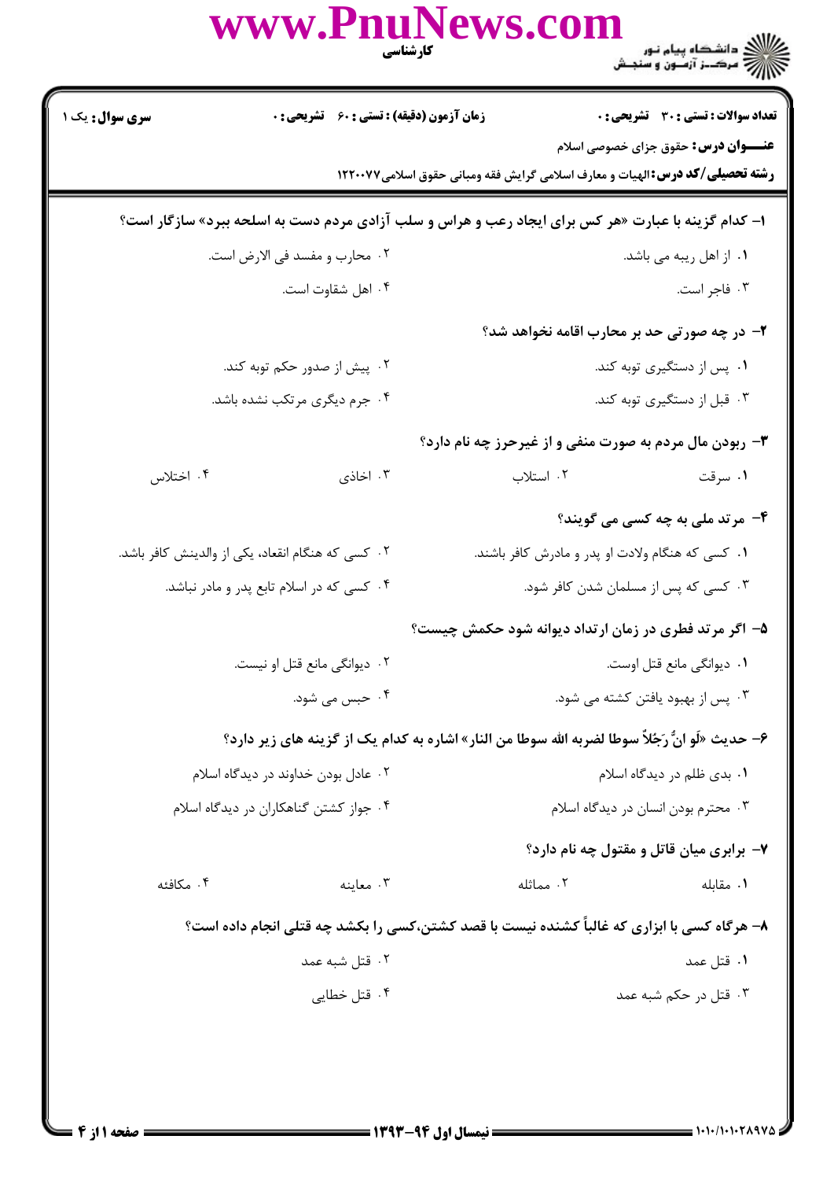کارشناسی

دانشگاه پیام نور
مرکز آزمون و سنجش

**سری سوال:** یک ۱

**زمان آزمون (دقیقه) : تستی : ۶۰ تشریحی : ۰**

**تعداد سوالات : تستی : ۳۰ تشریحی : ۰**

**عنـــوان درس:** حقوق جزای خصوصی اسلام

**رشته تحصیلی/کد درس:** الهیات و معارف اسلامی گرایش فقه ومبانی حقوق اسلامی ۱۲۲۰۰۷۷

**۱- کدام گزینه با عبارت «هر کس برای ایجاد رعب و هراس و سلب آزادی مردم دست به اسلحه ببرد» سازگار است؟**

۱. از اهل ریبه می باشد.

۲. محارب و مفسد فی الارض است.

۳. فاجر است.

۴. اهل شقاوت است.

**۲- در چه صورتی حد بر محارب اقامه نخواهد شد؟**

۱. پس از دستگیری توبه کند.

۲. پیش از صدور حکم توبه کند.

۳. قبل از دستگیری توبه کند.

۴. جرم دیگری مرتکب نشده باشد.

**۳- ربودن مال مردم به صورت منفی و از غیرحرز چه نام دارد؟**

۱. سرقت

۲. استلاب

۳. اخاذی

۴. اختلاس

**۴- مرتد ملی به چه کسی می گویند؟**

۱. کسی که هنگام ولادت او پدر و مادرش کافر باشند.

۲. کسی که هنگام انعقاد، یکی از والدینش کافر باشد.

۳. کسی که پس از مسلمان شدن کافر شود.

۴. کسی که در اسلام تابع پدر و مادر نباشد.

**۵- اگر مرتد فطری در زمان ارتداد دیوانه شود حکمش چیست؟**

۱. دیوانگی مانع قتل اوست.

۲. دیوانگی مانع قتل او نیست.

۳. پس از بهبود یافتن کشته می شود.

۴. حبس می شود.

**۶- حدیث «لَو انَّ رَجُلاً سوطا لضربه الله سوطا من النار» اشاره به کدام یک از گزینه های زیر دارد؟**

۱. بدی ظلم در دیدگاه اسلام

۲. عادل بودن خداوند در دیدگاه اسلام

۳. محترم بودن انسان در دیدگاه اسلام

۴. جواز کشتن گناهکاران در دیدگاه اسلام

**۷- برابری میان قاتل و مقتول چه نام دارد؟**

۱. مقابله

۲. مماثله

۳. معاینه

۴. مکافئه

**۸- هرگاه کسی با ابزاری که غالباً کشنده نیست با قصد کشتن،کسی را بکشد چه قتلی انجام داده است؟**

۱. قتل عمد

۲. قتل شبه عمد

۳. قتل در حکم شبه عمد

۴. قتل خطایی

نیمسال اول ۹۴-۱۳۹۳

۱۰۱۰/۱۰۱۰۲۸۹۷۵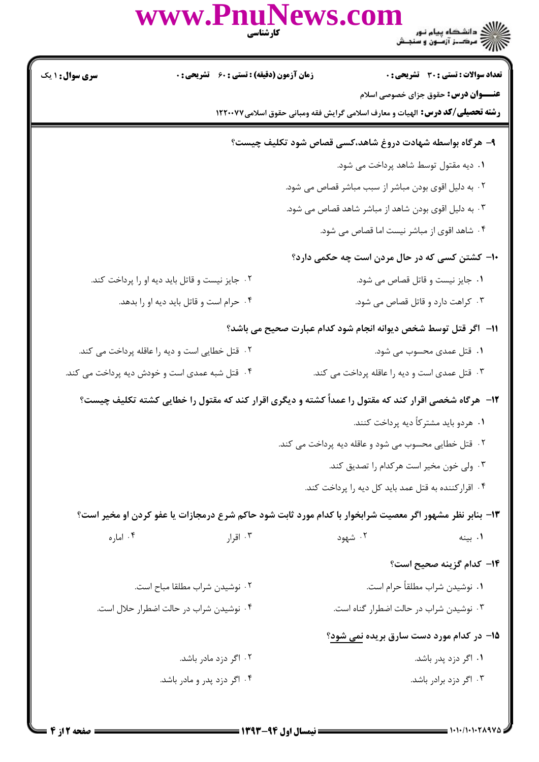**سری سوال:** ۱ یک | **زمان آزمون (دقیقه) : تستی :** ۶۰ **تشریحی :** ۰ | **تعداد سوالات : تستی :** ۳۰ **تشریحی :** ۰

**عنـــوان درس:** حقوق جزای خصوصی اسلام

**رشته تحصیلی/کد درس:** الهیات و معارف اسلامی گرایش فقه ومبانی حقوق اسلامی۱۲۲۰۰۷۷

**۹- هرگاه بواسطه شهادت دروغ شاهد،کسی قصاص شود تکلیف چیست؟**

۱. دیه مقتول توسط شاهد پرداخت می شود.

۲. به دلیل اقوی بودن مباشر از سبب مباشر قصاص می شود.

۳. به دلیل اقوی بودن شاهد از مباشر شاهد قصاص می شود.

۴. شاهد اقوی از مباشر نیست اما قصاص می شود.

**۱۰- کشتن کسی که در حال مردن است چه حکمی دارد؟**

۱. جایز نیست و قاتل قصاص می شود.

۲. جایز نیست و قاتل باید دیه او را پرداخت کند.

۳. کراهت دارد و قاتل قصاص می شود.

۴. حرام است و قاتل باید دیه او را بدهد.

**۱۱- اگر قتل توسط شخص دیوانه انجام شود کدام عبارت صحیح می باشد؟**

۱. قتل عمدی محسوب می شود.

۲. قتل خطایی است و دیه را عاقله پرداخت می کند.

۳. قتل عمدی است و دیه را عاقله پرداخت می کند.

۴. قتل شبه عمدی است و خودش دیه پرداخت می کند.

**۱۲- هرگاه شخصی اقرار کند که مقتول را عمداً کشته و دیگری اقرار کند که مقتول را خطایی کشته تکلیف چیست؟**

۱. هردو باید مشترکاً دیه پرداخت کنند.

۲. قتل خطایی محسوب می شود و عاقله دیه پرداخت می کند.

۳. ولی خون مخیر است هرکدام را تصدیق کند.

۴. اقرارکننده به قتل عمد باید کل دیه را پرداخت کند.

**۱۳- بنابر نظر مشهور اگر معصیت شرابخوار با کدام مورد ثابت شود حاکم شرع درمجازات یا عفو کردن او مخیر است؟**

۱. بینه

۲. شهود

۳. اقرار

۴. اماره

**۱۴- کدام گزینه صحیح است؟**

۱. نوشیدن شراب مطلقاً حرام است.

۲. نوشیدن شراب مطلقا مباح است.

۳. نوشیدن شراب در حالت اضطرار گناه است.

۴. نوشیدن شراب در حالت اضطرار حلال است.

**۱۵- در کدام مورد دست سارق بریده نمی شود؟**

۱. اگر دزد پدر باشد.

۲. اگر دزد مادر باشد.

۳. اگر دزد برادر باشد.

۴. اگر دزد پدر و مادر باشد.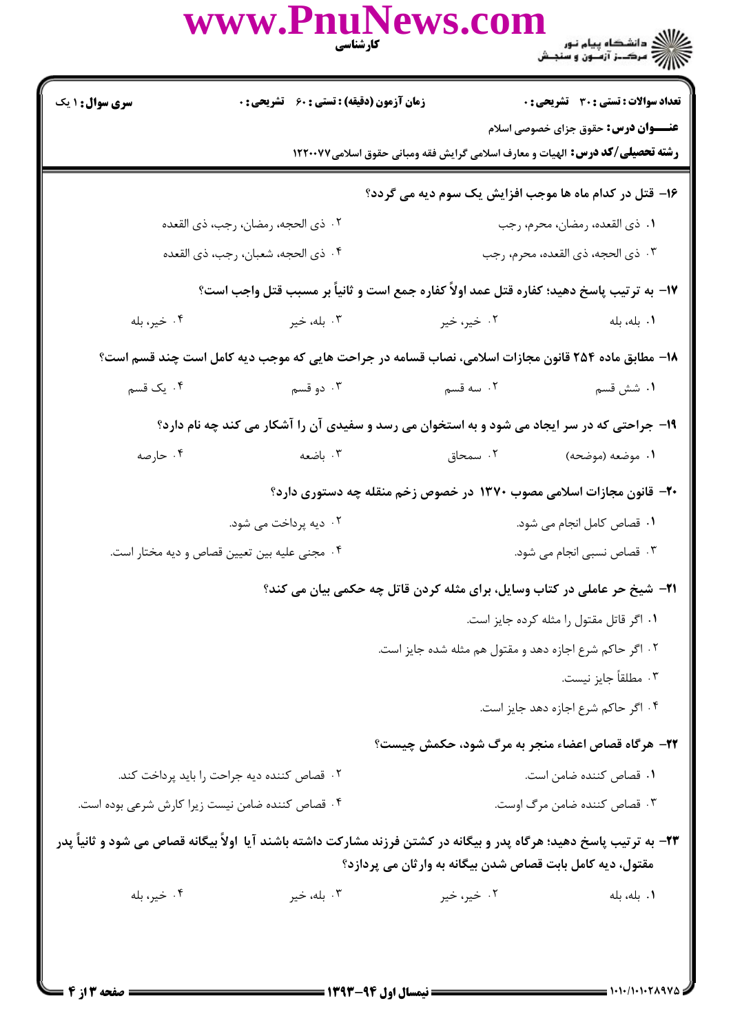**تعداد سوالات : تستی : ۳۰ تشریحی : ۰** | **زمان آزمون (دقیقه) : تستی : ۶۰ تشریحی : ۰** | **سری سوال : ۱ یک**

**عنـــوان درس:** حقوق جزای خصوصی اسلام

**رشته تحصیلی/کد درس:** الهیات و معارف اسلامی گرایش فقه ومبانی حقوق اسلامی۱۲۲۰۰۷۷

**۱۶- قتل در کدام ماه ها موجب افزایش یک سوم دیه می گردد؟**

۱. ذی القعده، رمضان، محرم، رجب

۲. ذی الحجه، رمضان، رجب، ذی القعده

۳. ذی الحجه، ذی القعده، محرم، رجب

۴. ذی الحجه، شعبان، رجب، ذی القعده

**۱۷- به ترتیب پاسخ دهید؛ کفاره قتل عمد اولاً کفاره جمع است و ثانیاً بر مسبب قتل واجب است؟**

۱. بله، بله

۲. خیر، خیر

۳. بله، خیر

۴. خیر، بله

**۱۸- مطابق ماده ۲۵۴ قانون مجازات اسلامی، نصاب قسامه در جراحت هایی که موجب دیه کامل است چند قسم است؟**

۱. شش قسم

۲. سه قسم

۳. دو قسم

۴. یک قسم

**۱۹- جراحتی که در سر ایجاد می شود و به استخوان می رسد و سفیدی آن را آشکار می کند چه نام دارد؟**

۱. موضعه (موضحه)

۲. سمحاق

۳. باضعه

۴. حارصه

**۲۰- قانون مجازات اسلامی مصوب ۱۳۷۰ در خصوص زخم منقله چه دستوری دارد؟**

۱. قصاص کامل انجام می شود.

۲. دیه پرداخت می شود.

۳. قصاص نسبی انجام می شود.

۴. مجنی علیه بین تعیین قصاص و دیه مختار است.

**۲۱- شیخ حر عاملی در کتاب وسایل، برای مثله کردن قاتل چه حکمی بیان می کند؟**

۱. اگر قاتل مقتول را مثله کرده جایز است.

۲. اگر حاکم شرع اجازه دهد و مقتول هم مثله شده جایز است.

۳. مطلقاً جایز نیست.

۴. اگر حاکم شرع اجازه دهد جایز است.

**۲۲- هرگاه قصاص اعضاء منجر به مرگ شود، حکمش چیست؟**

۱. قصاص کننده ضامن است.

۲. قصاص کننده دیه جراحت را باید پرداخت کند.

۳. قصاص کننده ضامن مرگ اوست.

۴. قصاص کننده ضامن نیست زیرا کارش شرعی بوده است.

**۲۳- به ترتیب پاسخ دهید؛ هرگاه پدر و بیگانه در کشتن فرزند مشارکت داشته باشند آیا اولاً بیگانه قصاص می شود و ثانیاً پدر مقتول، دیه کامل بابت قصاص شدن بیگانه به وارثان می پردازد؟**

۱. بله، بله

۲. خیر، خیر

۳. بله، خیر

۴. خیر، بله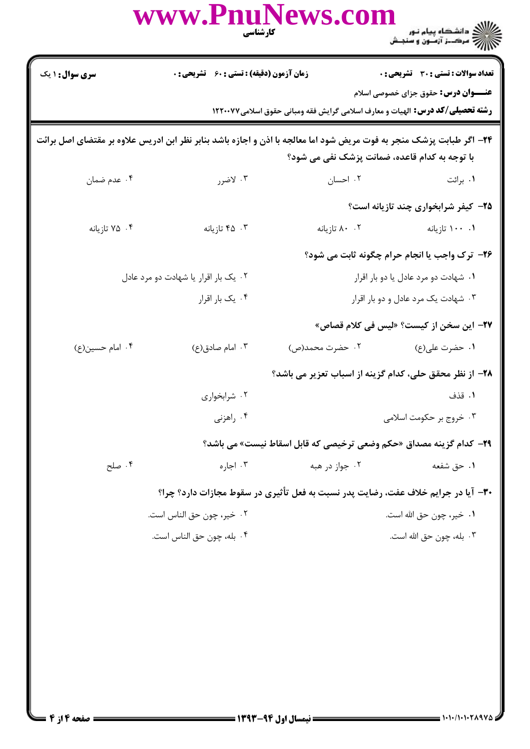**سری سوال:** ۱ یک | **زمان آزمون (دقیقه) : تستی :** ۶۰ **تشریحی :** ۰ | **تعداد سوالات : تستی :** ۳۰ **تشریحی :** ۰

**عنـــوان درس:** حقوق جزای خصوصی اسلام

**رشته تحصیلی/کد درس:** الهیات و معارف اسلامی گرایش فقه ومبانی حقوق اسلامی ۱۲۲۰۰۷۷

۲۴- اگر طبابت پزشک منجر به فوت مریض شود اما معالجه با اذن و اجازه باشد بنابر نظر ابن ادریس علاوه بر مقتضای اصل برائت با توجه به کدام قاعده، ضمانت پزشک نفی می شود؟

۱. برائت
۲. احسان
۳. لاضرر
۴. عدم ضمان

۲۵- کیفر شرابخواری چند تازیانه است؟

۱. ۱۰۰ تازیانه
۲. ۸۰ تازیانه
۳. ۴۵ تازیانه
۴. ۷۵ تازیانه

۲۶- ترک واجب یا انجام حرام چگونه ثابت می شود؟

۱. شهادت دو مرد عادل یا دو بار اقرار
۲. یک بار اقرار یا شهادت دو مرد عادل
۳. شهادت یک مرد عادل و دو بار اقرار
۴. یک بار اقرار

۲۷- این سخن از کیست؟ «لیس فی کلام قصاص»

۱. حضرت علی(ع)
۲. حضرت محمد(ص)
۳. امام صادق(ع)
۴. امام حسین(ع)

۲۸- از نظر محقق حلی، کدام گزینه از اسباب تعزیر می باشد؟

۱. قذف
۲. شرابخواری
۳. خروج بر حکومت اسلامی
۴. راهزنی

۲۹- کدام گزینه مصداق «حکم وضعی ترخیصی که قابل اسقاط نیست» می باشد؟

۱. حق شفعه
۲. جواز در هبه
۳. اجاره
۴. صلح

۳۰- آیا در جرایم خلاف عفت، رضایت پدر نسبت به فعل تأثیری در سقوط مجازات دارد؟ چرا؟

۱. خیر، چون حق الله است.
۲. خیر، چون حق الناس است.
۳. بله، چون حق الله است.
۴. بله، چون حق الناس است.